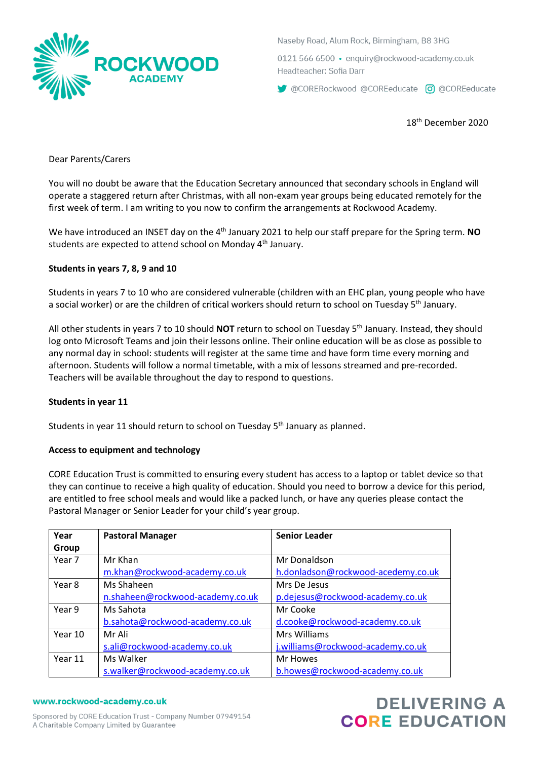# ROCKWOOD ACADEMY

Naseby Road, Alum Rock, Birmingham, B8 3HG

0121 566 6500 • enquiry@rockwood-academy.co.uk

Headteacher: Sofia Darr

@CORERockwood @COREeducate @COREeducate

18th December 2020

Dear Parents/Carers

You will no doubt be aware that the Education Secretary announced that secondary schools in England will operate a staggered return after Christmas, with all non-exam year groups being educated remotely for the first week of term. I am writing to you now to confirm the arrangements at Rockwood Academy.

We have introduced an INSET day on the 4th January 2021 to help our staff prepare for the Spring term. **NO** students are expected to attend school on Monday 4th January.

**Students in years 7, 8, 9 and 10**

Students in years 7 to 10 who are considered vulnerable (children with an EHC plan, young people who have a social worker) or are the children of critical workers should return to school on Tuesday 5th January.

All other students in years 7 to 10 should **NOT** return to school on Tuesday 5th January. Instead, they should log onto Microsoft Teams and join their lessons online. Their online education will be as close as possible to any normal day in school: students will register at the same time and have form time every morning and afternoon. Students will follow a normal timetable, with a mix of lessons streamed and pre-recorded. Teachers will be available throughout the day to respond to questions.

**Students in year 11**

Students in year 11 should return to school on Tuesday 5th January as planned.

**Access to equipment and technology**

CORE Education Trust is committed to ensuring every student has access to a laptop or tablet device so that they can continue to receive a high quality of education. Should you need to borrow a device for this period, are entitled to free school meals and would like a packed lunch, or have any queries please contact the Pastoral Manager or Senior Leader for your child's year group.

| Year Group | Pastoral Manager | Senior Leader |
|---|---|---|
| Year 7 | Mr Khan<br>m.khan@rockwood-academy.co.uk | Mr Donaldson<br>h.donladson@rockwood-acedemy.co.uk |
| Year 8 | Ms Shaheen<br>n.shaheen@rockwood-academy.co.uk | Mrs De Jesus<br>p.dejesus@rockwood-academy.co.uk |
| Year 9 | Ms Sahota<br>b.sahota@rockwood-academy.co.uk | Mr Cooke<br>d.cooke@rockwood-academy.co.uk |
| Year 10 | Mr Ali<br>s.ali@rockwood-academy.co.uk | Mrs Williams<br>j.williams@rockwood-academy.co.uk |
| Year 11 | Ms Walker<br>s.walker@rockwood-academy.co.uk | Mr Howes<br>b.howes@rockwood-academy.co.uk |

www.rockwood-academy.co.uk

Sponsored by CORE Education Trust - Company Number 07949154
A Charitable Company Limited by Guarantee

DELIVERING A CORE EDUCATION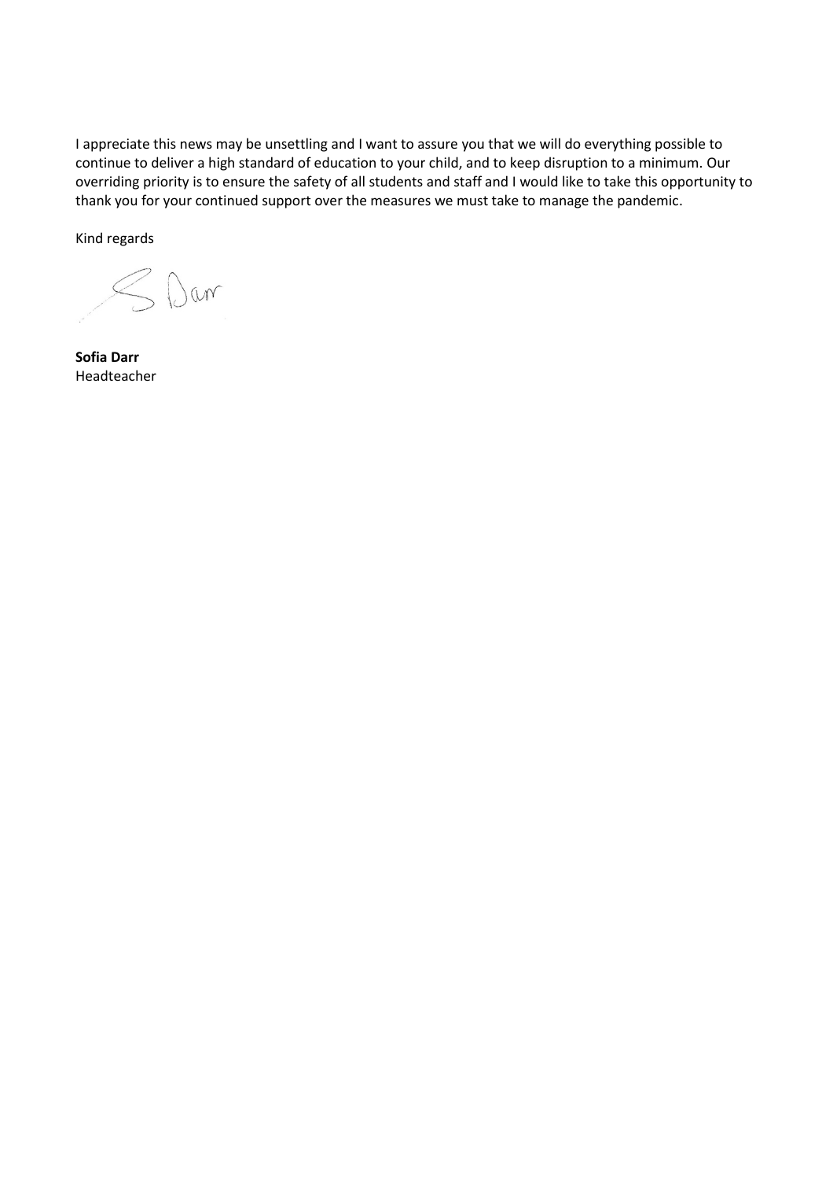I appreciate this news may be unsettling and I want to assure you that we will do everything possible to continue to deliver a high standard of education to your child, and to keep disruption to a minimum. Our overriding priority is to ensure the safety of all students and staff and I would like to take this opportunity to thank you for your continued support over the measures we must take to manage the pandemic.

Kind regards

**Sofia Darr**
Headteacher